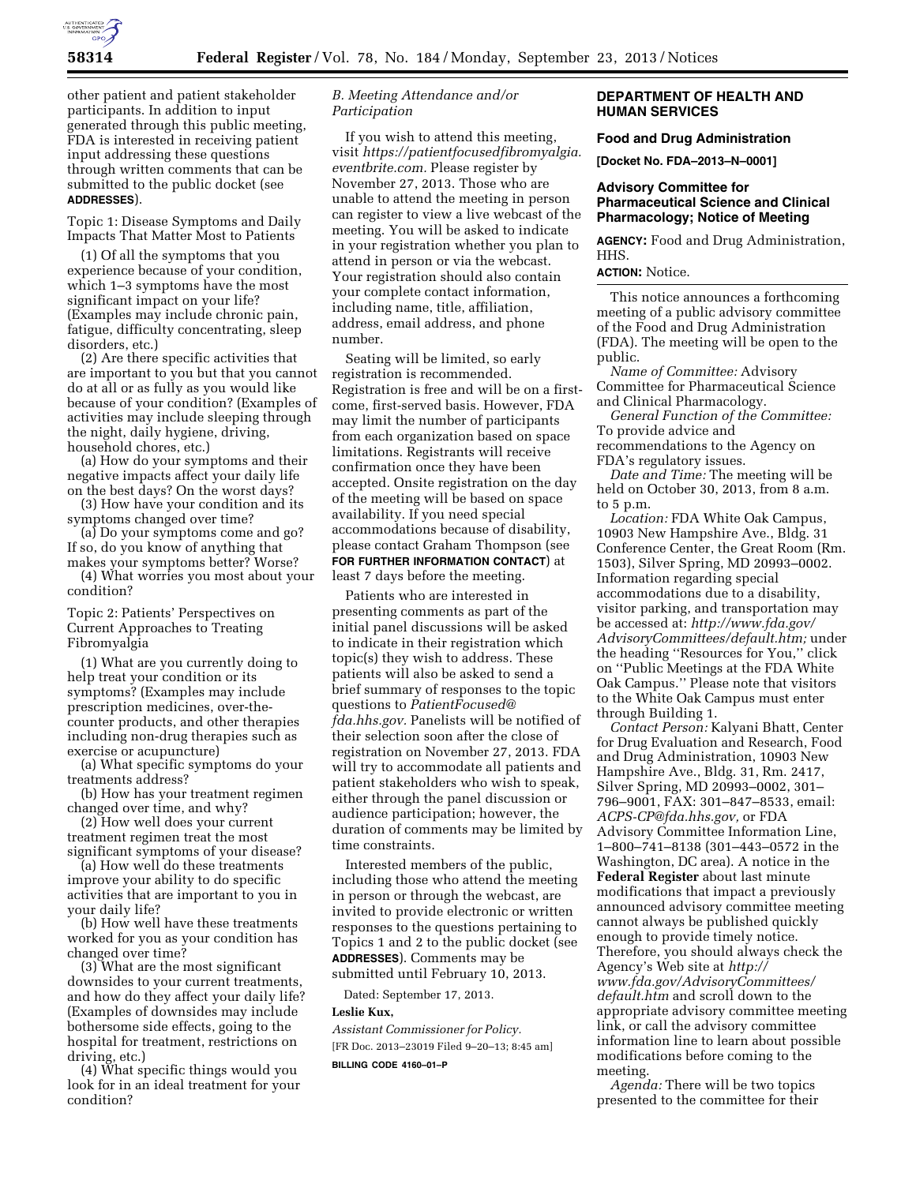other patient and patient stakeholder participants. In addition to input generated through this public meeting, FDA is interested in receiving patient input addressing these questions through written comments that can be submitted to the public docket (see **ADDRESSES**).

Topic 1: Disease Symptoms and Daily Impacts That Matter Most to Patients

(1) Of all the symptoms that you experience because of your condition, which 1–3 symptoms have the most significant impact on your life? (Examples may include chronic pain, fatigue, difficulty concentrating, sleep disorders, etc.)

(2) Are there specific activities that are important to you but that you cannot do at all or as fully as you would like because of your condition? (Examples of activities may include sleeping through the night, daily hygiene, driving, household chores, etc.)

(a) How do your symptoms and their negative impacts affect your daily life on the best days? On the worst days?

(3) How have your condition and its symptoms changed over time?

(a) Do your symptoms come and go? If so, do you know of anything that makes your symptoms better? Worse?

(4) What worries you most about your condition?

Topic 2: Patients' Perspectives on Current Approaches to Treating Fibromyalgia

(1) What are you currently doing to help treat your condition or its symptoms? (Examples may include prescription medicines, over-the-counter products, and other therapies including non-drug therapies such as exercise or acupuncture)

(a) What specific symptoms do your treatments address?

(b) How has your treatment regimen changed over time, and why?

(2) How well does your current treatment regimen treat the most significant symptoms of your disease?

(a) How well do these treatments improve your ability to do specific activities that are important to you in your daily life?

(b) How well have these treatments worked for you as your condition has changed over time?

(3) What are the most significant downsides to your current treatments, and how do they affect your daily life? (Examples of downsides may include bothersome side effects, going to the hospital for treatment, restrictions on driving, etc.)

(4) What specific things would you look for in an ideal treatment for your condition?

*B. Meeting Attendance and/or Participation*

If you wish to attend this meeting, visit *https://patientfocusedfibromyalgia.eventbrite.com.* Please register by November 27, 2013. Those who are unable to attend the meeting in person can register to view a live webcast of the meeting. You will be asked to indicate in your registration whether you plan to attend in person or via the webcast. Your registration should also contain your complete contact information, including name, title, affiliation, address, email address, and phone number.

Seating will be limited, so early registration is recommended. Registration is free and will be on a first-come, first-served basis. However, FDA may limit the number of participants from each organization based on space limitations. Registrants will receive confirmation once they have been accepted. Onsite registration on the day of the meeting will be based on space availability. If you need special accommodations because of disability, please contact Graham Thompson (see **FOR FURTHER INFORMATION CONTACT**) at least 7 days before the meeting.

Patients who are interested in presenting comments as part of the initial panel discussions will be asked to indicate in their registration which topic(s) they wish to address. These patients will also be asked to send a brief summary of responses to the topic questions to *PatientFocused@fda.hhs.gov.* Panelists will be notified of their selection soon after the close of registration on November 27, 2013. FDA will try to accommodate all patients and patient stakeholders who wish to speak, either through the panel discussion or audience participation; however, the duration of comments may be limited by time constraints.

Interested members of the public, including those who attend the meeting in person or through the webcast, are invited to provide electronic or written responses to the questions pertaining to Topics 1 and 2 to the public docket (see **ADDRESSES**). Comments may be submitted until February 10, 2013.

Dated: September 17, 2013.

**Leslie Kux,**

*Assistant Commissioner for Policy.*

[FR Doc. 2013–23019 Filed 9–20–13; 8:45 am]

**BILLING CODE 4160–01–P**

## DEPARTMENT OF HEALTH AND HUMAN SERVICES

### Food and Drug Administration

**[Docket No. FDA–2013–N–0001]**

### Advisory Committee for Pharmaceutical Science and Clinical Pharmacology; Notice of Meeting

**AGENCY:** Food and Drug Administration, HHS.

**ACTION:** Notice.

This notice announces a forthcoming meeting of a public advisory committee of the Food and Drug Administration (FDA). The meeting will be open to the public.

*Name of Committee:* Advisory Committee for Pharmaceutical Science and Clinical Pharmacology.

*General Function of the Committee:* To provide advice and recommendations to the Agency on FDA's regulatory issues.

*Date and Time:* The meeting will be held on October 30, 2013, from 8 a.m. to 5 p.m.

*Location:* FDA White Oak Campus, 10903 New Hampshire Ave., Bldg. 31 Conference Center, the Great Room (Rm. 1503), Silver Spring, MD 20993–0002. Information regarding special accommodations due to a disability, visitor parking, and transportation may be accessed at: *http://www.fda.gov/AdvisoryCommittees/default.htm;* under the heading ''Resources for You,'' click on ''Public Meetings at the FDA White Oak Campus.'' Please note that visitors to the White Oak Campus must enter through Building 1.

*Contact Person:* Kalyani Bhatt, Center for Drug Evaluation and Research, Food and Drug Administration, 10903 New Hampshire Ave., Bldg. 31, Rm. 2417, Silver Spring, MD 20993–0002, 301–796–9001, FAX: 301–847–8533, email: *ACPS-CP@fda.hhs.gov,* or FDA Advisory Committee Information Line, 1–800–741–8138 (301–443–0572 in the Washington, DC area). A notice in the **Federal Register** about last minute modifications that impact a previously announced advisory committee meeting cannot always be published quickly enough to provide timely notice. Therefore, you should always check the Agency's Web site at *http://www.fda.gov/AdvisoryCommittees/default.htm* and scroll down to the appropriate advisory committee meeting link, or call the advisory committee information line to learn about possible modifications before coming to the meeting.

*Agenda:* There will be two topics presented to the committee for their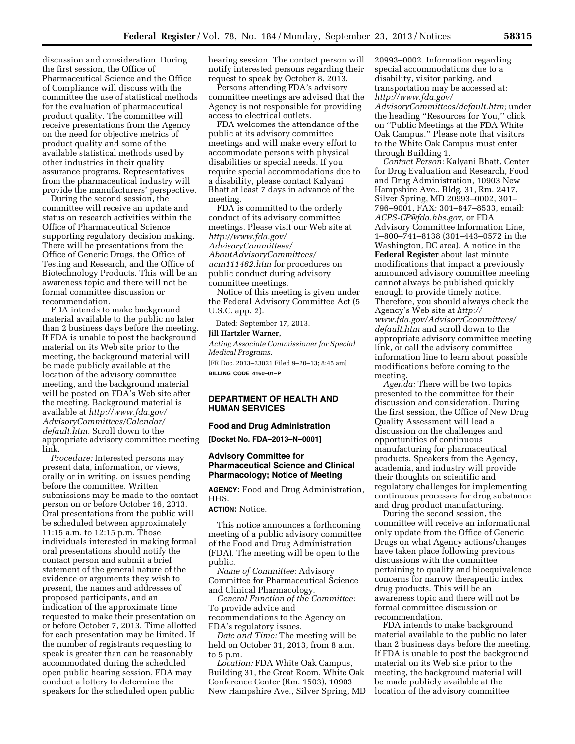discussion and consideration. During the first session, the Office of Pharmaceutical Science and the Office of Compliance will discuss with the committee the use of statistical methods for the evaluation of pharmaceutical product quality. The committee will receive presentations from the Agency on the need for objective metrics of product quality and some of the available statistical methods used by other industries in their quality assurance programs. Representatives from the pharmaceutical industry will provide the manufacturers' perspective.

During the second session, the committee will receive an update and status on research activities within the Office of Pharmaceutical Science supporting regulatory decision making. There will be presentations from the Office of Generic Drugs, the Office of Testing and Research, and the Office of Biotechnology Products. This will be an awareness topic and there will not be formal committee discussion or recommendation.

FDA intends to make background material available to the public no later than 2 business days before the meeting. If FDA is unable to post the background material on its Web site prior to the meeting, the background material will be made publicly available at the location of the advisory committee meeting, and the background material will be posted on FDA's Web site after the meeting. Background material is available at *http://www.fda.gov/AdvisoryCommittees/Calendar/default.htm.* Scroll down to the appropriate advisory committee meeting link.

*Procedure:* Interested persons may present data, information, or views, orally or in writing, on issues pending before the committee. Written submissions may be made to the contact person on or before October 16, 2013. Oral presentations from the public will be scheduled between approximately 11:15 a.m. to 12:15 p.m. Those individuals interested in making formal oral presentations should notify the contact person and submit a brief statement of the general nature of the evidence or arguments they wish to present, the names and addresses of proposed participants, and an indication of the approximate time requested to make their presentation on or before October 7, 2013. Time allotted for each presentation may be limited. If the number of registrants requesting to speak is greater than can be reasonably accommodated during the scheduled open public hearing session, FDA may conduct a lottery to determine the speakers for the scheduled open public hearing session. The contact person will notify interested persons regarding their request to speak by October 8, 2013.

Persons attending FDA's advisory committee meetings are advised that the Agency is not responsible for providing access to electrical outlets.

FDA welcomes the attendance of the public at its advisory committee meetings and will make every effort to accommodate persons with physical disabilities or special needs. If you require special accommodations due to a disability, please contact Kalyani Bhatt at least 7 days in advance of the meeting.

FDA is committed to the orderly conduct of its advisory committee meetings. Please visit our Web site at *http://www.fda.gov/AdvisoryCommittees/AboutAdvisoryCommittees/ucm111462.htm* for procedures on public conduct during advisory committee meetings.

Notice of this meeting is given under the Federal Advisory Committee Act (5 U.S.C. app. 2).

Dated: September 17, 2013.

**Jill Hartzler Warner,**

*Acting Associate Commissioner for Special Medical Programs.*

[FR Doc. 2013–23021 Filed 9–20–13; 8:45 am]

**BILLING CODE 4160–01–P**

---

## DEPARTMENT OF HEALTH AND HUMAN SERVICES

### Food and Drug Administration

**[Docket No. FDA–2013–N–0001]**

### Advisory Committee for Pharmaceutical Science and Clinical Pharmacology; Notice of Meeting

**AGENCY:** Food and Drug Administration, HHS.

**ACTION:** Notice.

This notice announces a forthcoming meeting of a public advisory committee of the Food and Drug Administration (FDA). The meeting will be open to the public.

*Name of Committee:* Advisory Committee for Pharmaceutical Science and Clinical Pharmacology.

*General Function of the Committee:* To provide advice and recommendations to the Agency on FDA's regulatory issues.

*Date and Time:* The meeting will be held on October 31, 2013, from 8 a.m. to 5 p.m.

*Location:* FDA White Oak Campus, Building 31, the Great Room, White Oak Conference Center (Rm. 1503), 10903 New Hampshire Ave., Silver Spring, MD 20993–0002. Information regarding special accommodations due to a disability, visitor parking, and transportation may be accessed at: *http://www.fda.gov/AdvisoryCommittees/default.htm;* under the heading ''Resources for You,'' click on ''Public Meetings at the FDA White Oak Campus.'' Please note that visitors to the White Oak Campus must enter through Building 1.

*Contact Person:* Kalyani Bhatt, Center for Drug Evaluation and Research, Food and Drug Administration, 10903 New Hampshire Ave., Bldg. 31, Rm. 2417, Silver Spring, MD 20993–0002, 301–796–9001, FAX: 301–847–8533, email: *ACPS-CP@fda.hhs.gov,* or FDA Advisory Committee Information Line, 1–800–741–8138 (301–443–0572 in the Washington, DC area). A notice in the **Federal Register** about last minute modifications that impact a previously announced advisory committee meeting cannot always be published quickly enough to provide timely notice. Therefore, you should always check the Agency's Web site at *http://www.fda.gov/AdvisoryCcommittees/default.htm* and scroll down to the appropriate advisory committee meeting link, or call the advisory committee information line to learn about possible modifications before coming to the meeting.

*Agenda:* There will be two topics presented to the committee for their discussion and consideration. During the first session, the Office of New Drug Quality Assessment will lead a discussion on the challenges and opportunities of continuous manufacturing for pharmaceutical products. Speakers from the Agency, academia, and industry will provide their thoughts on scientific and regulatory challenges for implementing continuous processes for drug substance and drug product manufacturing.

During the second session, the committee will receive an informational only update from the Office of Generic Drugs on what Agency actions/changes have taken place following previous discussions with the committee pertaining to quality and bioequivalence concerns for narrow therapeutic index drug products. This will be an awareness topic and there will not be formal committee discussion or recommendation.

FDA intends to make background material available to the public no later than 2 business days before the meeting. If FDA is unable to post the background material on its Web site prior to the meeting, the background material will be made publicly available at the location of the advisory committee